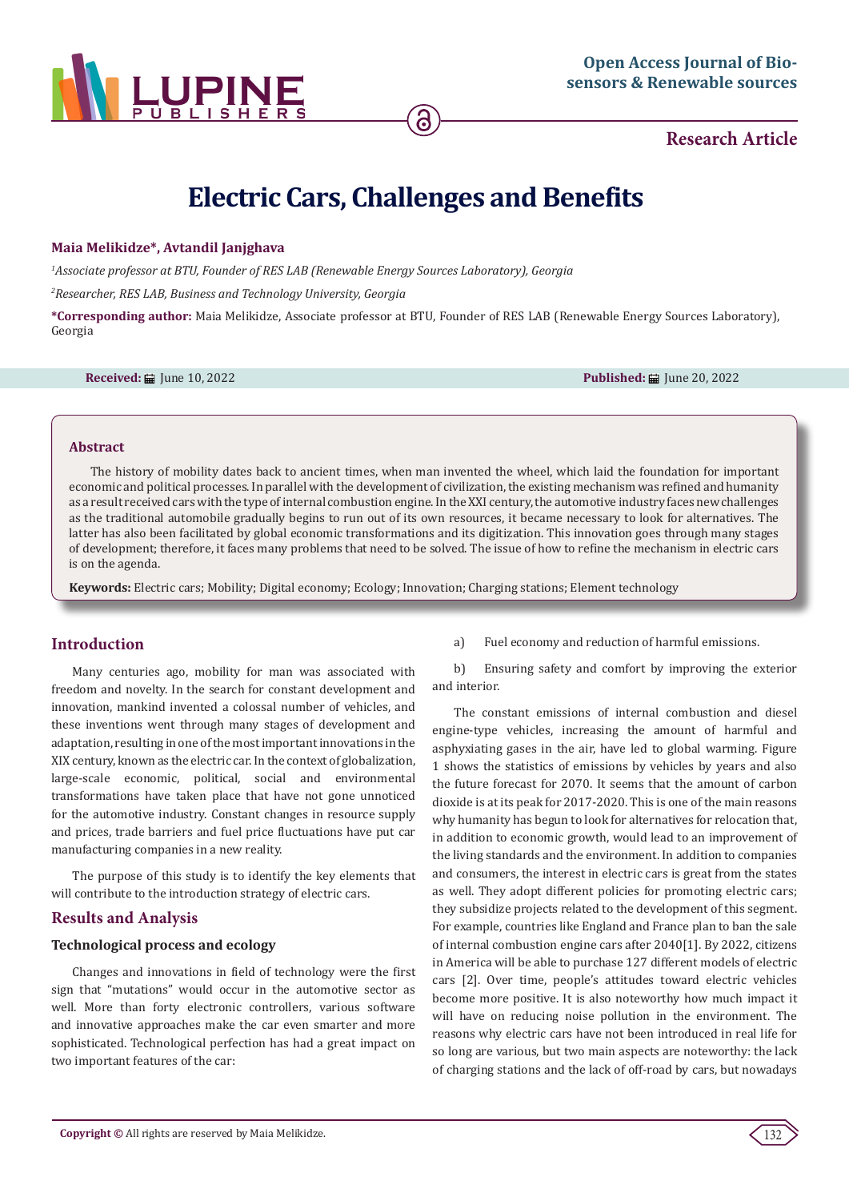Open Access Journal of Bio-sensors & Renewable sources

Research Article

# Electric Cars, Challenges and Benefits

**Maia Melikidze\*, Avtandil Janjghava**

[1]*Associate professor at BTU, Founder of RES LAB (Renewable Energy Sources Laboratory), Georgia*

[2]*Researcher, RES LAB, Business and Technology University, Georgia*

**\*Corresponding author:** Maia Melikidze, Associate professor at BTU, Founder of RES LAB (Renewable Energy Sources Laboratory), Georgia

**Received:** June 10, 2022 **Published:** June 20, 2022

## Abstract

The history of mobility dates back to ancient times, when man invented the wheel, which laid the foundation for important economic and political processes. In parallel with the development of civilization, the existing mechanism was refined and humanity as a result received cars with the type of internal combustion engine. In the XXI century, the automotive industry faces new challenges as the traditional automobile gradually begins to run out of its own resources, it became necessary to look for alternatives. The latter has also been facilitated by global economic transformations and its digitization. This innovation goes through many stages of development; therefore, it faces many problems that need to be solved. The issue of how to refine the mechanism in electric cars is on the agenda.

**Keywords:** Electric cars; Mobility; Digital economy; Ecology; Innovation; Charging stations; Element technology

## Introduction

Many centuries ago, mobility for man was associated with freedom and novelty. In the search for constant development and innovation, mankind invented a colossal number of vehicles, and these inventions went through many stages of development and adaptation, resulting in one of the most important innovations in the XIX century, known as the electric car. In the context of globalization, large-scale economic, political, social and environmental transformations have taken place that have not gone unnoticed for the automotive industry. Constant changes in resource supply and prices, trade barriers and fuel price fluctuations have put car manufacturing companies in a new reality.

The purpose of this study is to identify the key elements that will contribute to the introduction strategy of electric cars.

## Results and Analysis

### Technological process and ecology

Changes and innovations in field of technology were the first sign that "mutations" would occur in the automotive sector as well. More than forty electronic controllers, various software and innovative approaches make the car even smarter and more sophisticated. Technological perfection has had a great impact on two important features of the car:

a) Fuel economy and reduction of harmful emissions.

b) Ensuring safety and comfort by improving the exterior and interior.

The constant emissions of internal combustion and diesel engine-type vehicles, increasing the amount of harmful and asphyxiating gases in the air, have led to global warming. Figure 1 shows the statistics of emissions by vehicles by years and also the future forecast for 2070. It seems that the amount of carbon dioxide is at its peak for 2017-2020. This is one of the main reasons why humanity has begun to look for alternatives for relocation that, in addition to economic growth, would lead to an improvement of the living standards and the environment. In addition to companies and consumers, the interest in electric cars is great from the states as well. They adopt different policies for promoting electric cars; they subsidize projects related to the development of this segment. For example, countries like England and France plan to ban the sale of internal combustion engine cars after 2040[1]. By 2022, citizens in America will be able to purchase 127 different models of electric cars [2]. Over time, people's attitudes toward electric vehicles become more positive. It is also noteworthy how much impact it will have on reducing noise pollution in the environment. The reasons why electric cars have not been introduced in real life for so long are various, but two main aspects are noteworthy: the lack of charging stations and the lack of off-road by cars, but nowadays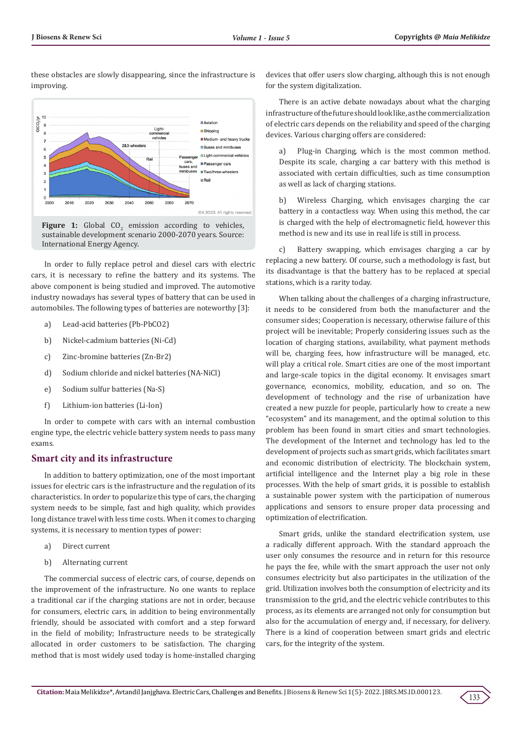these obstacles are slowly disappearing, since the infrastructure is improving.

GtCO2/yr
10
9
8
7
6
5
4
3
2
1
0
2000 2010 2020 2030 2040 2050 2060 2070
Light-commercial vehicles
2&3-wheelers
Rail
Passenger cars, buses and minibuses
Aviation
Shipping
Medium- and heavy trucks
Buses and minibuses
Light-commercial vehicles
Passenger cars
Two/three-wheelers
Rail
IEA 2020. All rights reserved.

**Figure 1:** Global $CO_2$ emission according to vehicles, sustainable development scenario 2000-2070 years. Source: International Energy Agency.

In order to fully replace petrol and diesel cars with electric cars, it is necessary to refine the battery and its systems. The above component is being studied and improved. The automotive industry nowadays has several types of battery that can be used in automobiles. The following types of batteries are noteworthy [3]:

a) Lead-acid batteries (Pb-PbCO2)

b) Nickel-cadmium batteries (Ni-Cd)

c) Zinc-bromine batteries (Zn-Br2)

d) Sodium chloride and nickel batteries (NA-NiCl)

e) Sodium sulfur batteries (Na-S)

f) Lithium-ion batteries (Li-Ion)

In order to compete with cars with an internal combustion engine type, the electric vehicle battery system needs to pass many exams.

## Smart city and its infrastructure

In addition to battery optimization, one of the most important issues for electric cars is the infrastructure and the regulation of its characteristics. In order to popularize this type of cars, the charging system needs to be simple, fast and high quality, which provides long distance travel with less time costs. When it comes to charging systems, it is necessary to mention types of power:

a) Direct current

b) Alternating current

The commercial success of electric cars, of course, depends on the improvement of the infrastructure. No one wants to replace a traditional car if the charging stations are not in order, because for consumers, electric cars, in addition to being environmentally friendly, should be associated with comfort and a step forward in the field of mobility; Infrastructure needs to be strategically allocated in order customers to be satisfaction. The charging method that is most widely used today is home-installed charging devices that offer users slow charging, although this is not enough for the system digitalization.

There is an active debate nowadays about what the charging infrastructure of the future should look like, as the commercialization of electric cars depends on the reliability and speed of the charging devices. Various charging offers are considered:

a) Plug-in Charging, which is the most common method. Despite its scale, charging a car battery with this method is associated with certain difficulties, such as time consumption as well as lack of charging stations.

b) Wireless Charging, which envisages charging the car battery in a contactless way. When using this method, the car is charged with the help of electromagnetic field, however this method is new and its use in real life is still in process.

c) Battery swapping, which envisages charging a car by replacing a new battery. Of course, such a methodology is fast, but its disadvantage is that the battery has to be replaced at special stations, which is a rarity today.

When talking about the challenges of a charging infrastructure, it needs to be considered from both the manufacturer and the consumer sides; Cooperation is necessary, otherwise failure of this project will be inevitable; Properly considering issues such as the location of charging stations, availability, what payment methods will be, charging fees, how infrastructure will be managed, etc. will play a critical role. Smart cities are one of the most important and large-scale topics in the digital economy. It envisages smart governance, economics, mobility, education, and so on. The development of technology and the rise of urbanization have created a new puzzle for people, particularly how to create a new "ecosystem" and its management, and the optimal solution to this problem has been found in smart cities and smart technologies. The development of the Internet and technology has led to the development of projects such as smart grids, which facilitates smart and economic distribution of electricity. The blockchain system, artificial intelligence and the Internet play a big role in these processes. With the help of smart grids, it is possible to establish a sustainable power system with the participation of numerous applications and sensors to ensure proper data processing and optimization of electrification.

Smart grids, unlike the standard electrification system, use a radically different approach. With the standard approach the user only consumes the resource and in return for this resource he pays the fee, while with the smart approach the user not only consumes electricity but also participates in the utilization of the grid. Utilization involves both the consumption of electricity and its transmission to the grid, and the electric vehicle contributes to this process, as its elements are arranged not only for consumption but also for the accumulation of energy and, if necessary, for delivery. There is a kind of cooperation between smart grids and electric cars, for the integrity of the system.

**Citation:** Maia Melikidze*, Avtandil Janjghava. Electric Cars, Challenges and Benefits. J Biosens & Renew Sci 1(5)- 2022. JBRS.MS.ID.000123.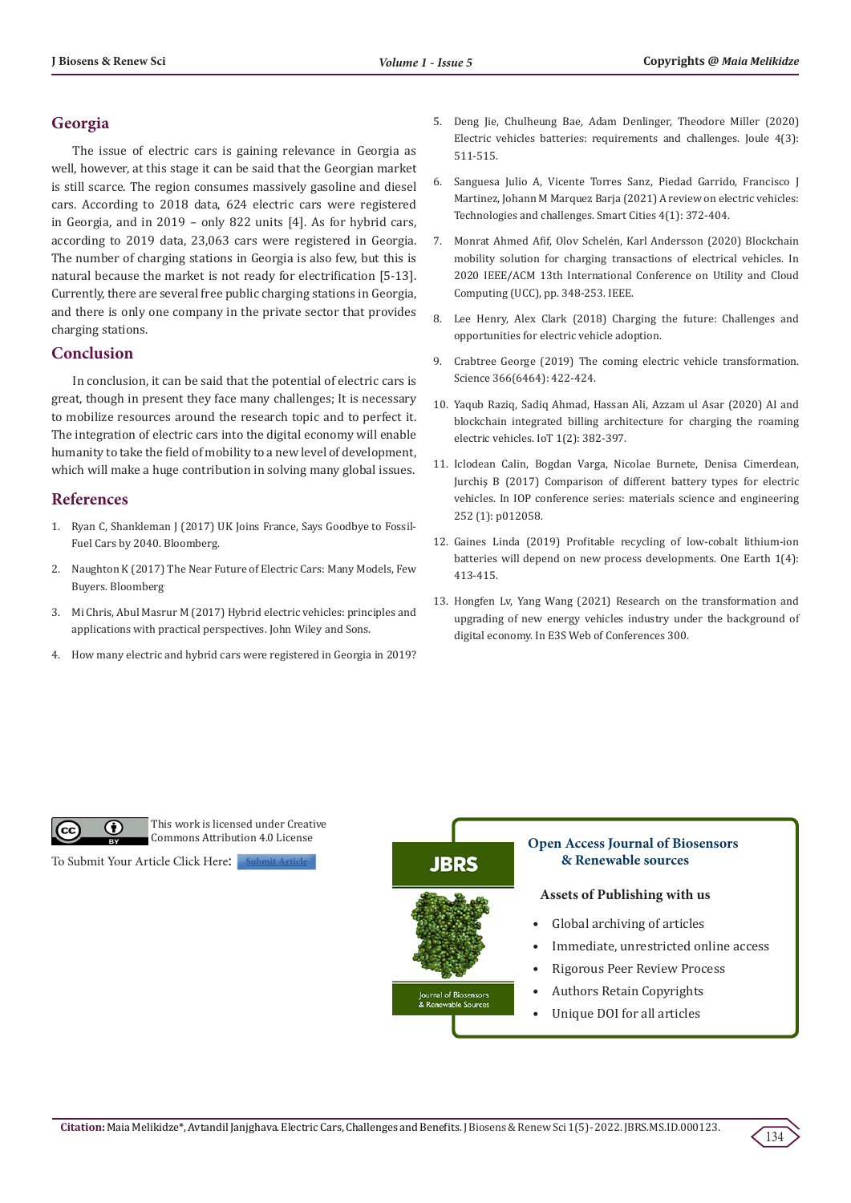## Georgia

The issue of electric cars is gaining relevance in Georgia as well, however, at this stage it can be said that the Georgian market is still scarce. The region consumes massively gasoline and diesel cars. According to 2018 data, 624 electric cars were registered in Georgia, and in 2019 – only 822 units [4]. As for hybrid cars, according to 2019 data, 23,063 cars were registered in Georgia. The number of charging stations in Georgia is also few, but this is natural because the market is not ready for electrification [5-13]. Currently, there are several free public charging stations in Georgia, and there is only one company in the private sector that provides charging stations.

## Conclusion

In conclusion, it can be said that the potential of electric cars is great, though in present they face many challenges; It is necessary to mobilize resources around the research topic and to perfect it. The integration of electric cars into the digital economy will enable humanity to take the field of mobility to a new level of development, which will make a huge contribution in solving many global issues.

## References

1. Ryan C, Shankleman J (2017) UK Joins France, Says Goodbye to Fossil-Fuel Cars by 2040. Bloomberg.
2. Naughton K (2017) The Near Future of Electric Cars: Many Models, Few Buyers. Bloomberg
3. Mi Chris, Abul Masrur M (2017) Hybrid electric vehicles: principles and applications with practical perspectives. John Wiley and Sons.
4. How many electric and hybrid cars were registered in Georgia in 2019?
5. Deng Jie, Chulheung Bae, Adam Denlinger, Theodore Miller (2020) Electric vehicles batteries: requirements and challenges. Joule 4(3): 511-515.
6. Sanguesa Julio A, Vicente Torres Sanz, Piedad Garrido, Francisco J Martinez, Johann M Marquez Barja (2021) A review on electric vehicles: Technologies and challenges. Smart Cities 4(1): 372-404.
7. Monrat Ahmed Afif, Olov Schelén, Karl Andersson (2020) Blockchain mobility solution for charging transactions of electrical vehicles. In 2020 IEEE/ACM 13th International Conference on Utility and Cloud Computing (UCC), pp. 348-253. IEEE.
8. Lee Henry, Alex Clark (2018) Charging the future: Challenges and opportunities for electric vehicle adoption.
9. Crabtree George (2019) The coming electric vehicle transformation. Science 366(6464): 422-424.
10. Yaqub Raziq, Sadiq Ahmad, Hassan Ali, Azzam ul Asar (2020) AI and blockchain integrated billing architecture for charging the roaming electric vehicles. IoT 1(2): 382-397.
11. Iclodean Calin, Bogdan Varga, Nicolae Burnete, Denisa Cimerdean, Jurchiş B (2017) Comparison of different battery types for electric vehicles. In IOP conference series: materials science and engineering 252 (1): p012058.
12. Gaines Linda (2019) Profitable recycling of low-cobalt lithium-ion batteries will depend on new process developments. One Earth 1(4): 413-415.
13. Hongfen Lv, Yang Wang (2021) Research on the transformation and upgrading of new energy vehicles industry under the background of digital economy. In E3S Web of Conferences 300.

This work is licensed under Creative Commons Attribution 4.0 License

To Submit Your Article Click Here: Submit Article

**Open Access Journal of Biosensors & Renewable sources**

**Assets of Publishing with us**

- Global archiving of articles
- Immediate, unrestricted online access
- Rigorous Peer Review Process
- Authors Retain Copyrights
- Unique DOI for all articles

**Citation:** Maia Melikidze*, Avtandil Janjghava. Electric Cars, Challenges and Benefits. J Biosens & Renew Sci 1(5)- 2022. JBRS.MS.ID.000123.